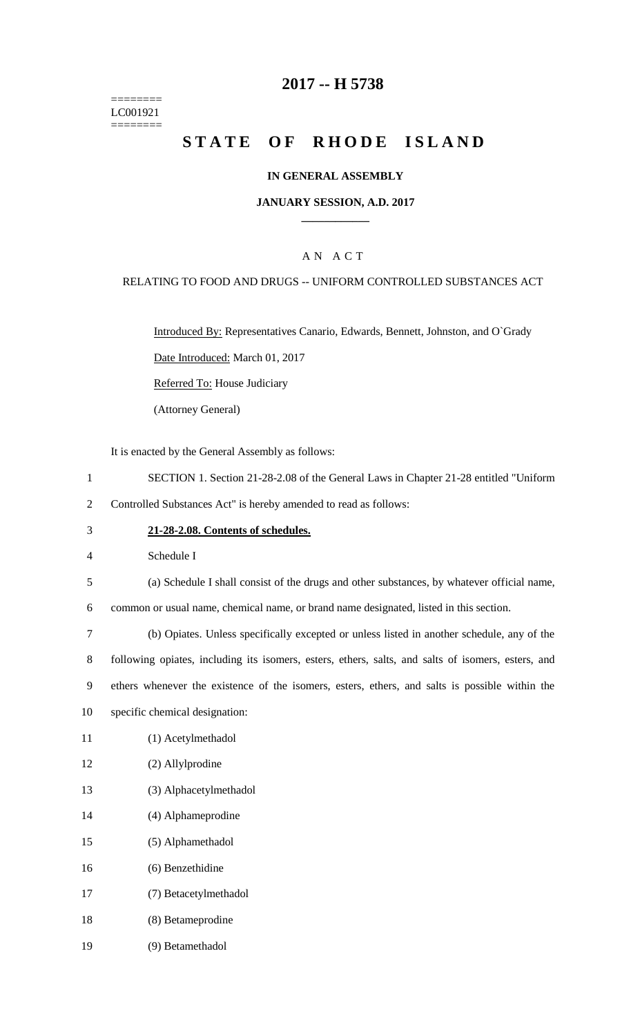========
LC001921
========

# 2017 -- H 5738

# STATE OF RHODE ISLAND

**IN GENERAL ASSEMBLY**

**JANUARY SESSION, A.D. 2017**

## A N A C T

RELATING TO FOOD AND DRUGS -- UNIFORM CONTROLLED SUBSTANCES ACT

Introduced By: Representatives Canario, Edwards, Bennett, Johnston, and O`Grady

Date Introduced: March 01, 2017

Referred To: House Judiciary

(Attorney General)

It is enacted by the General Assembly as follows:

1 SECTION 1. Section 21-28-2.08 of the General Laws in Chapter 21-28 entitled "Uniform
2 Controlled Substances Act" is hereby amended to read as follows:

3 **21-28-2.08. Contents of schedules.**

4 Schedule I

5 (a) Schedule I shall consist of the drugs and other substances, by whatever official name,
6 common or usual name, chemical name, or brand name designated, listed in this section.

7 (b) Opiates. Unless specifically excepted or unless listed in another schedule, any of the
8 following opiates, including its isomers, esters, ethers, salts, and salts of isomers, esters, and
9 ethers whenever the existence of the isomers, esters, ethers, and salts is possible within the
10 specific chemical designation:

11 (1) Acetylmethadol

12 (2) Allylprodine

13 (3) Alphacetylmethadol

14 (4) Alphameprodine

15 (5) Alphamethadol

16 (6) Benzethidine

17 (7) Betacetylmethadol

18 (8) Betameprodine

19 (9) Betamethadol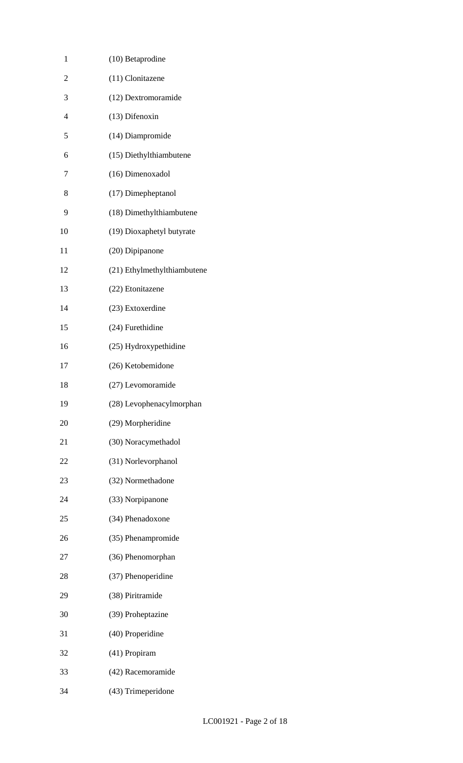(10) Betaprodine

(11) Clonitazene

(12) Dextromoramide

(13) Difenoxin

(14) Diampromide

(15) Diethylthiambutene

(16) Dimenoxadol

(17) Dimepheptanol

(18) Dimethylthiambutene

(19) Dioxaphetyl butyrate

(20) Dipipanone

(21) Ethylmethylthiambutene

(22) Etonitazene

(23) Extoxerdine

(24) Furethidine

(25) Hydroxypethidine

(26) Ketobemidone

(27) Levomoramide

(28) Levophenacylmorphan

(29) Morpheridine

(30) Noracymethadol

(31) Norlevorphanol

(32) Normethadone

(33) Norpipanone

(34) Phenadoxone

(35) Phenampromide

(36) Phenomorphan

(37) Phenoperidine

(38) Piritramide

(39) Proheptazine

(40) Properidine

(41) Propiram

(42) Racemoramide

(43) Trimeperidone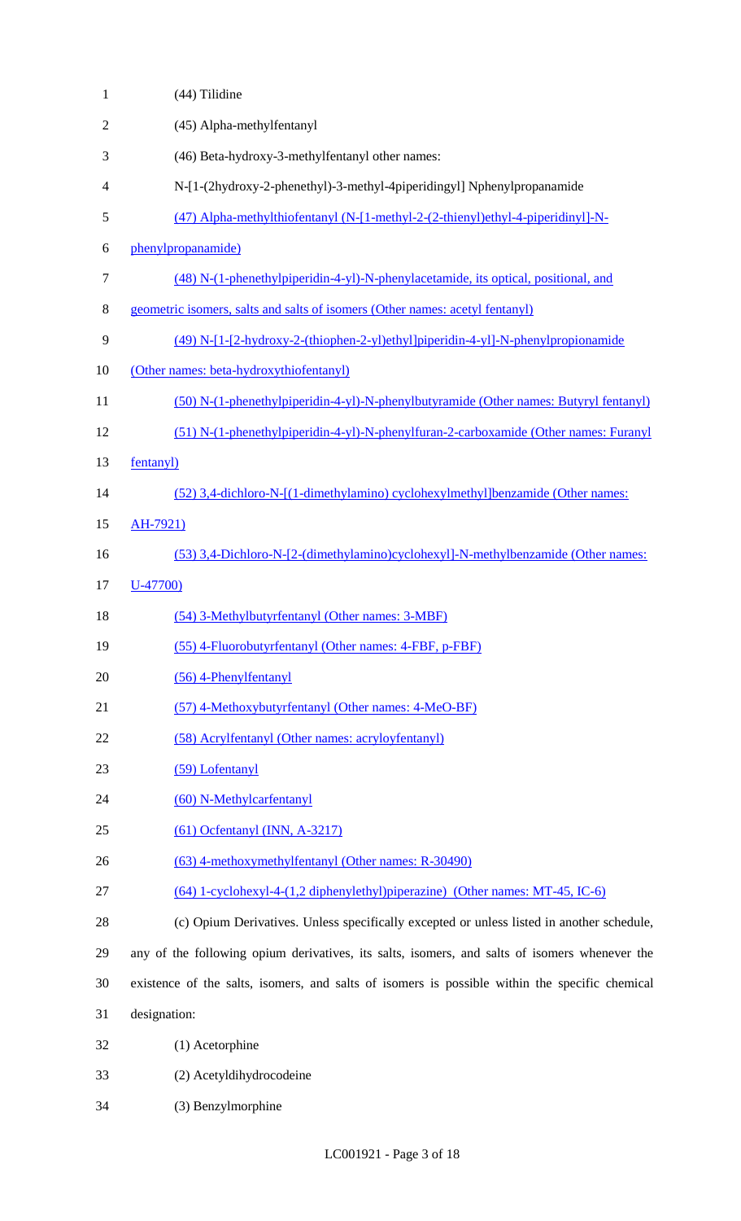(44) Tilidine

(45) Alpha-methylfentanyl

(46) Beta-hydroxy-3-methylfentanyl other names:

N-[1-(2hydroxy-2-phenethyl)-3-methyl-4piperidingyl] Nphenylpropanamide

(47) Alpha-methylthiofentanyl (N-[1-methyl-2-(2-thienyl)ethyl-4-piperidinyl]-N-phenylpropanamide)

(48) N-(1-phenethylpiperidin-4-yl)-N-phenylacetamide, its optical, positional, and geometric isomers, salts and salts of isomers (Other names: acetyl fentanyl)

(49) N-[1-[2-hydroxy-2-(thiophen-2-yl)ethyl]piperidin-4-yl]-N-phenylpropionamide (Other names: beta-hydroxythiofentanyl)

(50) N-(1-phenethylpiperidin-4-yl)-N-phenylbutyramide (Other names: Butyryl fentanyl)

(51) N-(1-phenethylpiperidin-4-yl)-N-phenylfuran-2-carboxamide (Other names: Furanyl fentanyl)

(52) 3,4-dichloro-N-[(1-dimethylamino) cyclohexylmethyl]benzamide (Other names: AH-7921)

(53) 3,4-Dichloro-N-[2-(dimethylamino)cyclohexyl]-N-methylbenzamide (Other names: U-47700)

(54) 3-Methylbutyrfentanyl (Other names: 3-MBF)

(55) 4-Fluorobutyrfentanyl (Other names: 4-FBF, p-FBF)

(56) 4-Phenylfentanyl

(57) 4-Methoxybutyrfentanyl (Other names: 4-MeO-BF)

(58) Acrylfentanyl (Other names: acryloyfentanyl)

(59) Lofentanyl

(60) N-Methylcarfentanyl

(61) Ocfentanyl (INN, A-3217)

(63) 4-methoxymethylfentanyl (Other names: R-30490)

(64) 1-cyclohexyl-4-(1,2 diphenylethyl)piperazine) (Other names: MT-45, IC-6)

(c) Opium Derivatives. Unless specifically excepted or unless listed in another schedule, any of the following opium derivatives, its salts, isomers, and salts of isomers whenever the existence of the salts, isomers, and salts of isomers is possible within the specific chemical designation:

(1) Acetorphine

(2) Acetyldihydrocodeine

(3) Benzylmorphine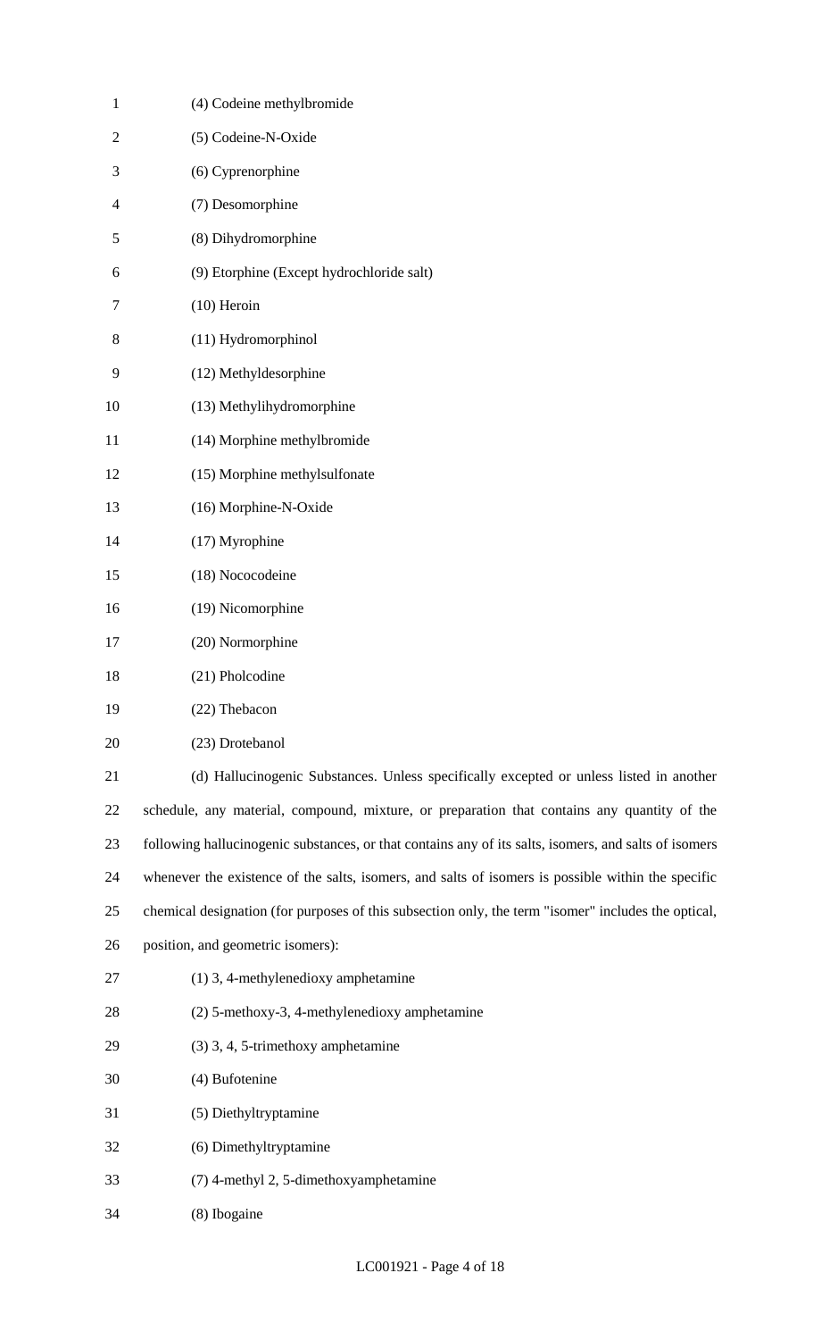(4) Codeine methylbromide

(5) Codeine-N-Oxide

(6) Cyprenorphine

(7) Desomorphine

(8) Dihydromorphine

(9) Etorphine (Except hydrochloride salt)

(10) Heroin

(11) Hydromorphinol

(12) Methyldesorphine

(13) Methylihydromorphine

(14) Morphine methylbromide

(15) Morphine methylsulfonate

(16) Morphine-N-Oxide

(17) Myrophine

(18) Nococodeine

(19) Nicomorphine

(20) Normorphine

(21) Pholcodine

(22) Thebacon

(23) Drotebanol

(d) Hallucinogenic Substances. Unless specifically excepted or unless listed in another schedule, any material, compound, mixture, or preparation that contains any quantity of the following hallucinogenic substances, or that contains any of its salts, isomers, and salts of isomers whenever the existence of the salts, isomers, and salts of isomers is possible within the specific chemical designation (for purposes of this subsection only, the term "isomer" includes the optical, position, and geometric isomers):

(1) 3, 4-methylenedioxy amphetamine

(2) 5-methoxy-3, 4-methylenedioxy amphetamine

(3) 3, 4, 5-trimethoxy amphetamine

(4) Bufotenine

(5) Diethyltryptamine

(6) Dimethyltryptamine

(7) 4-methyl 2, 5-dimethoxyamphetamine

(8) Ibogaine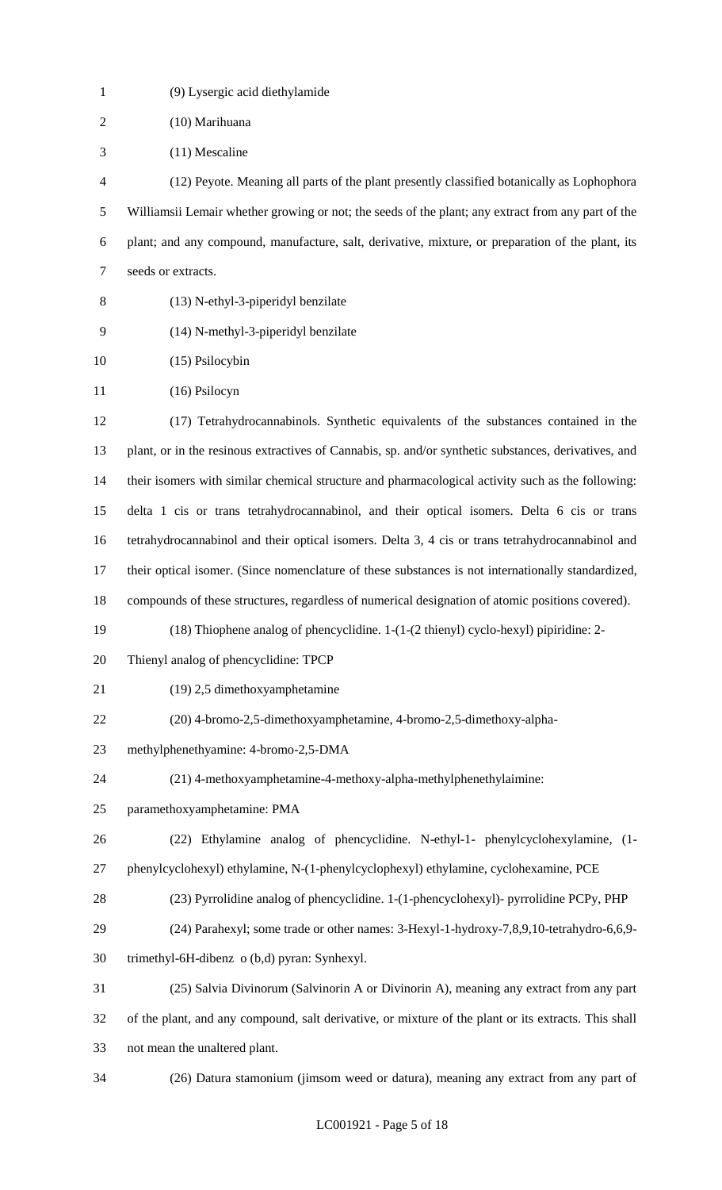(9) Lysergic acid diethylamide

(10) Marihuana

(11) Mescaline

(12) Peyote. Meaning all parts of the plant presently classified botanically as Lophophora Williamsii Lemair whether growing or not; the seeds of the plant; any extract from any part of the plant; and any compound, manufacture, salt, derivative, mixture, or preparation of the plant, its seeds or extracts.

(13) N-ethyl-3-piperidyl benzilate

(14) N-methyl-3-piperidyl benzilate

(15) Psilocybin

(16) Psilocyn

(17) Tetrahydrocannabinols. Synthetic equivalents of the substances contained in the plant, or in the resinous extractives of Cannabis, sp. and/or synthetic substances, derivatives, and their isomers with similar chemical structure and pharmacological activity such as the following: delta 1 cis or trans tetrahydrocannabinol, and their optical isomers. Delta 6 cis or trans tetrahydrocannabinol and their optical isomers. Delta 3, 4 cis or trans tetrahydrocannabinol and their optical isomer. (Since nomenclature of these substances is not internationally standardized, compounds of these structures, regardless of numerical designation of atomic positions covered).

(18) Thiophene analog of phencyclidine. 1-(1-(2 thienyl) cyclo-hexyl) pipiridine: 2-Thienyl analog of phencyclidine: TPCP

(19) 2,5 dimethoxyamphetamine

(20) 4-bromo-2,5-dimethoxyamphetamine, 4-bromo-2,5-dimethoxy-alpha-methylphenethyamine: 4-bromo-2,5-DMA

(21) 4-methoxyamphetamine-4-methoxy-alpha-methylphenethylaimine: paramethoxyamphetamine: PMA

(22) Ethylamine analog of phencyclidine. N-ethyl-1- phenylcyclohexylamine, (1-phenylcyclohexyl) ethylamine, N-(1-phenylcyclophexyl) ethylamine, cyclohexamine, PCE

(23) Pyrrolidine analog of phencyclidine. 1-(1-phencyclohexyl)- pyrrolidine PCPy, PHP

(24) Parahexyl; some trade or other names: 3-Hexyl-1-hydroxy-7,8,9,10-tetrahydro-6,6,9-trimethyl-6H-dibenz o (b,d) pyran: Synhexyl.

(25) Salvia Divinorum (Salvinorin A or Divinorin A), meaning any extract from any part of the plant, and any compound, salt derivative, or mixture of the plant or its extracts. This shall not mean the unaltered plant.

(26) Datura stamonium (jimsom weed or datura), meaning any extract from any part of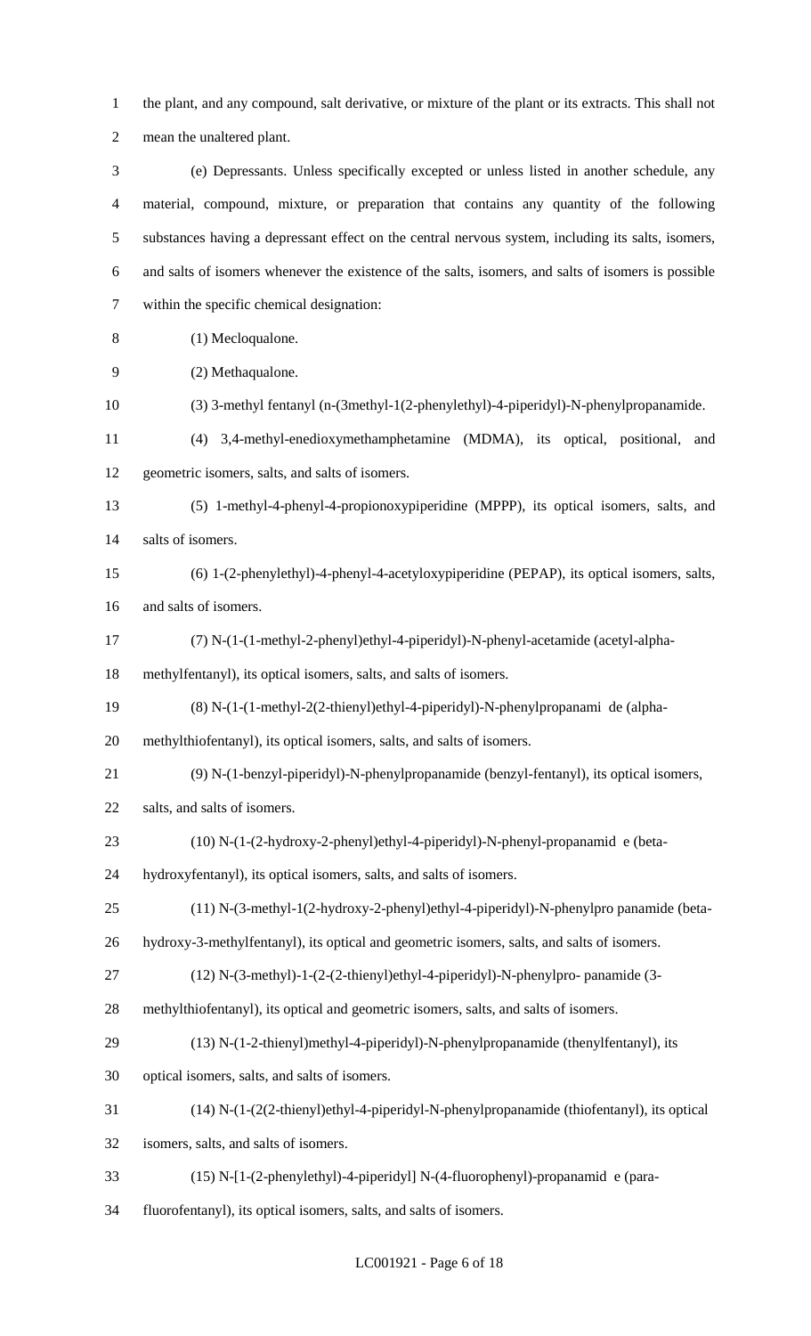the plant, and any compound, salt derivative, or mixture of the plant or its extracts. This shall not mean the unaltered plant.

(e) Depressants. Unless specifically excepted or unless listed in another schedule, any material, compound, mixture, or preparation that contains any quantity of the following substances having a depressant effect on the central nervous system, including its salts, isomers, and salts of isomers whenever the existence of the salts, isomers, and salts of isomers is possible within the specific chemical designation:

(1) Mecloqualone.

(2) Methaqualone.

(3) 3-methyl fentanyl (n-(3methyl-1(2-phenylethyl)-4-piperidyl)-N-phenylpropanamide.

(4) 3,4-methyl-enedioxymethamphetamine (MDMA), its optical, positional, and geometric isomers, salts, and salts of isomers.

(5) 1-methyl-4-phenyl-4-propionoxypiperidine (MPPP), its optical isomers, salts, and salts of isomers.

(6) 1-(2-phenylethyl)-4-phenyl-4-acetyloxypiperidine (PEPAP), its optical isomers, salts, and salts of isomers.

(7) N-(1-(1-methyl-2-phenyl)ethyl-4-piperidyl)-N-phenyl-acetamide (acetyl-alpha-methylfentanyl), its optical isomers, salts, and salts of isomers.

(8) N-(1-(1-methyl-2(2-thienyl)ethyl-4-piperidyl)-N-phenylpropanami de (alpha-methylthiofentanyl), its optical isomers, salts, and salts of isomers.

(9) N-(1-benzyl-piperidyl)-N-phenylpropanamide (benzyl-fentanyl), its optical isomers, salts, and salts of isomers.

(10) N-(1-(2-hydroxy-2-phenyl)ethyl-4-piperidyl)-N-phenyl-propanamid e (beta-hydroxyfentanyl), its optical isomers, salts, and salts of isomers.

(11) N-(3-methyl-1(2-hydroxy-2-phenyl)ethyl-4-piperidyl)-N-phenylpro panamide (beta-hydroxy-3-methylfentanyl), its optical and geometric isomers, salts, and salts of isomers.

(12) N-(3-methyl)-1-(2-(2-thienyl)ethyl-4-piperidyl)-N-phenylpro- panamide (3-methylthiofentanyl), its optical and geometric isomers, salts, and salts of isomers.

(13) N-(1-2-thienyl)methyl-4-piperidyl)-N-phenylpropanamide (thenylfentanyl), its optical isomers, salts, and salts of isomers.

(14) N-(1-(2(2-thienyl)ethyl-4-piperidyl-N-phenylpropanamide (thiofentanyl), its optical isomers, salts, and salts of isomers.

(15) N-[1-(2-phenylethyl)-4-piperidyl] N-(4-fluorophenyl)-propanamid e (para-fluorofentanyl), its optical isomers, salts, and salts of isomers.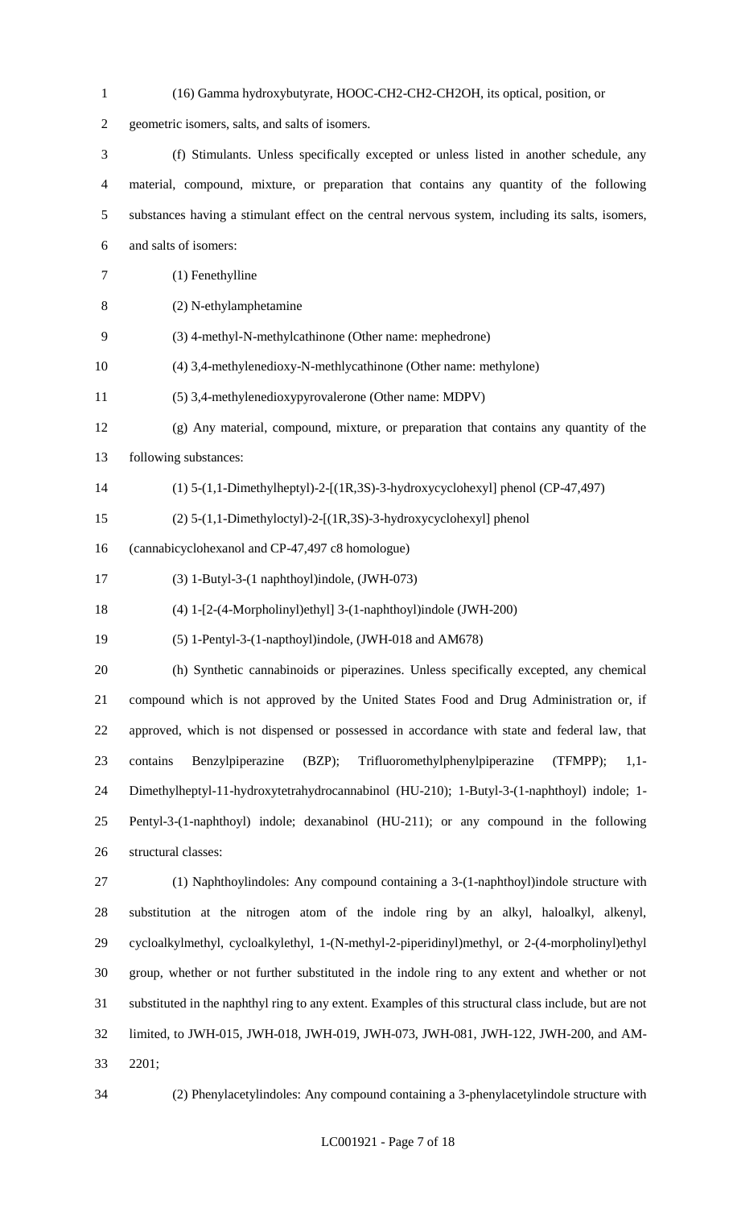(16) Gamma hydroxybutyrate, HOOC-CH2-CH2-CH2OH, its optical, position, or geometric isomers, salts, and salts of isomers.

(f) Stimulants. Unless specifically excepted or unless listed in another schedule, any material, compound, mixture, or preparation that contains any quantity of the following substances having a stimulant effect on the central nervous system, including its salts, isomers, and salts of isomers:

(1) Fenethylline

(2) N-ethylamphetamine

(3) 4-methyl-N-methylcathinone (Other name: mephedrone)

(4) 3,4-methylenedioxy-N-methlycathinone (Other name: methylone)

(5) 3,4-methylenedioxypyrovalerone (Other name: MDPV)

(g) Any material, compound, mixture, or preparation that contains any quantity of the following substances:

(1) 5-(1,1-Dimethylheptyl)-2-[(1R,3S)-3-hydroxycyclohexyl] phenol (CP-47,497)

(2) 5-(1,1-Dimethyloctyl)-2-[(1R,3S)-3-hydroxycyclohexyl] phenol (cannabicyclohexanol and CP-47,497 c8 homologue)

(3) 1-Butyl-3-(1 naphthoyl)indole, (JWH-073)

(4) 1-[2-(4-Morpholinyl)ethyl] 3-(1-naphthoyl)indole (JWH-200)

(5) 1-Pentyl-3-(1-napthoyl)indole, (JWH-018 and AM678)

(h) Synthetic cannabinoids or piperazines. Unless specifically excepted, any chemical compound which is not approved by the United States Food and Drug Administration or, if approved, which is not dispensed or possessed in accordance with state and federal law, that contains Benzylpiperazine (BZP); Trifluoromethylphenylpiperazine (TFMPP); 1,1-Dimethylheptyl-11-hydroxytetrahydrocannabinol (HU-210); 1-Butyl-3-(1-naphthoyl) indole; 1-Pentyl-3-(1-naphthoyl) indole; dexanabinol (HU-211); or any compound in the following structural classes:

(1) Naphthoylindoles: Any compound containing a 3-(1-naphthoyl)indole structure with substitution at the nitrogen atom of the indole ring by an alkyl, haloalkyl, alkenyl, cycloalkylmethyl, cycloalkylethyl, 1-(N-methyl-2-piperidinyl)methyl, or 2-(4-morpholinyl)ethyl group, whether or not further substituted in the indole ring to any extent and whether or not substituted in the naphthyl ring to any extent. Examples of this structural class include, but are not limited to, JWH-015, JWH-018, JWH-019, JWH-073, JWH-081, JWH-122, JWH-200, and AM-2201;

(2) Phenylacetylindoles: Any compound containing a 3-phenylacetylindole structure with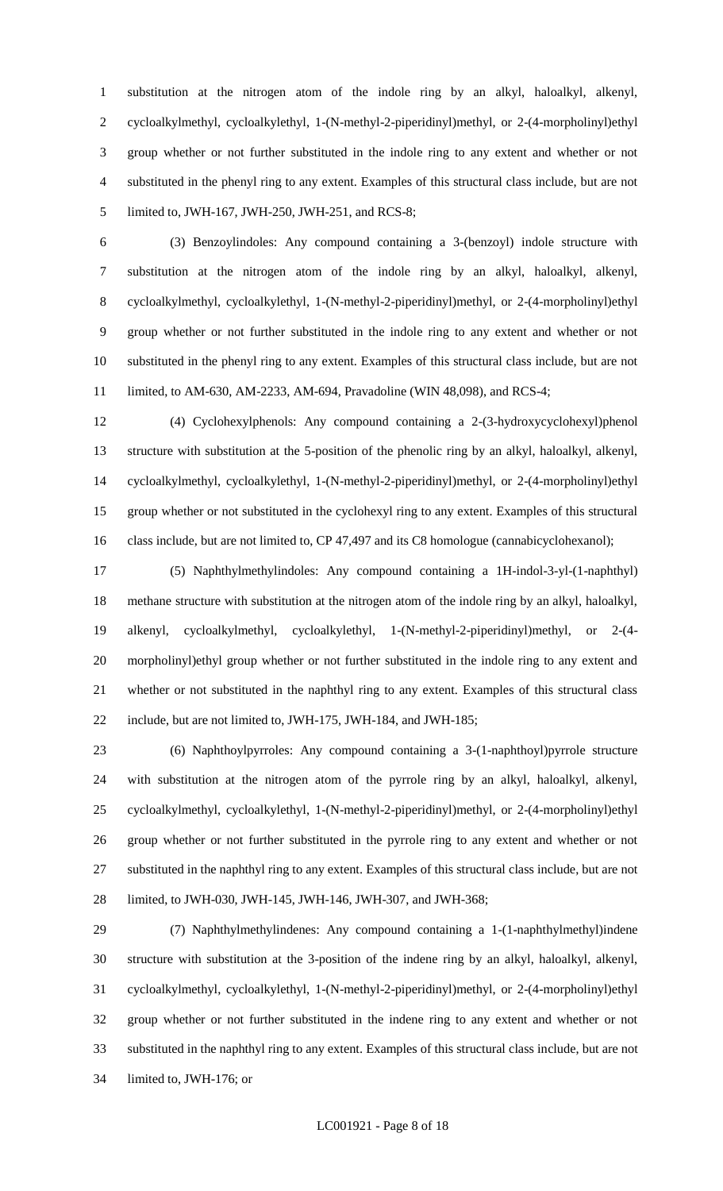substitution at the nitrogen atom of the indole ring by an alkyl, haloalkyl, alkenyl, cycloalkylmethyl, cycloalkylethyl, 1-(N-methyl-2-piperidinyl)methyl, or 2-(4-morpholinyl)ethyl group whether or not further substituted in the indole ring to any extent and whether or not substituted in the phenyl ring to any extent. Examples of this structural class include, but are not limited to, JWH-167, JWH-250, JWH-251, and RCS-8;

(3) Benzoylindoles: Any compound containing a 3-(benzoyl) indole structure with substitution at the nitrogen atom of the indole ring by an alkyl, haloalkyl, alkenyl, cycloalkylmethyl, cycloalkylethyl, 1-(N-methyl-2-piperidinyl)methyl, or 2-(4-morpholinyl)ethyl group whether or not further substituted in the indole ring to any extent and whether or not substituted in the phenyl ring to any extent. Examples of this structural class include, but are not limited, to AM-630, AM-2233, AM-694, Pravadoline (WIN 48,098), and RCS-4;

(4) Cyclohexylphenols: Any compound containing a 2-(3-hydroxycyclohexyl)phenol structure with substitution at the 5-position of the phenolic ring by an alkyl, haloalkyl, alkenyl, cycloalkylmethyl, cycloalkylethyl, 1-(N-methyl-2-piperidinyl)methyl, or 2-(4-morpholinyl)ethyl group whether or not substituted in the cyclohexyl ring to any extent. Examples of this structural class include, but are not limited to, CP 47,497 and its C8 homologue (cannabicyclohexanol);

(5) Naphthylmethylindoles: Any compound containing a 1H-indol-3-yl-(1-naphthyl) methane structure with substitution at the nitrogen atom of the indole ring by an alkyl, haloalkyl, alkenyl, cycloalkylmethyl, cycloalkylethyl, 1-(N-methyl-2-piperidinyl)methyl, or 2-(4-morpholinyl)ethyl group whether or not further substituted in the indole ring to any extent and whether or not substituted in the naphthyl ring to any extent. Examples of this structural class include, but are not limited to, JWH-175, JWH-184, and JWH-185;

(6) Naphthoylpyrroles: Any compound containing a 3-(1-naphthoyl)pyrrole structure with substitution at the nitrogen atom of the pyrrole ring by an alkyl, haloalkyl, alkenyl, cycloalkylmethyl, cycloalkylethyl, 1-(N-methyl-2-piperidinyl)methyl, or 2-(4-morpholinyl)ethyl group whether or not further substituted in the pyrrole ring to any extent and whether or not substituted in the naphthyl ring to any extent. Examples of this structural class include, but are not limited, to JWH-030, JWH-145, JWH-146, JWH-307, and JWH-368;

(7) Naphthylmethylindenes: Any compound containing a 1-(1-naphthylmethyl)indene structure with substitution at the 3-position of the indene ring by an alkyl, haloalkyl, alkenyl, cycloalkylmethyl, cycloalkylethyl, 1-(N-methyl-2-piperidinyl)methyl, or 2-(4-morpholinyl)ethyl group whether or not further substituted in the indene ring to any extent and whether or not substituted in the naphthyl ring to any extent. Examples of this structural class include, but are not limited to, JWH-176; or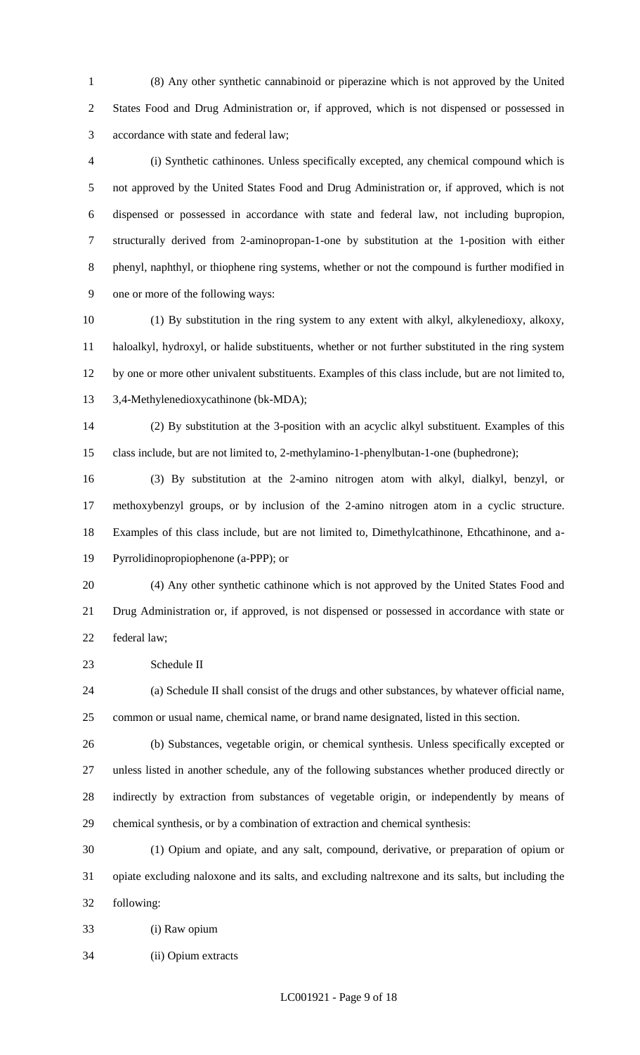(8) Any other synthetic cannabinoid or piperazine which is not approved by the United States Food and Drug Administration or, if approved, which is not dispensed or possessed in accordance with state and federal law;

(i) Synthetic cathinones. Unless specifically excepted, any chemical compound which is not approved by the United States Food and Drug Administration or, if approved, which is not dispensed or possessed in accordance with state and federal law, not including bupropion, structurally derived from 2-aminopropan-1-one by substitution at the 1-position with either phenyl, naphthyl, or thiophene ring systems, whether or not the compound is further modified in one or more of the following ways:

(1) By substitution in the ring system to any extent with alkyl, alkylenedioxy, alkoxy, haloalkyl, hydroxyl, or halide substituents, whether or not further substituted in the ring system by one or more other univalent substituents. Examples of this class include, but are not limited to, 3,4-Methylenedioxycathinone (bk-MDA);

(2) By substitution at the 3-position with an acyclic alkyl substituent. Examples of this class include, but are not limited to, 2-methylamino-1-phenylbutan-1-one (buphedrone);

(3) By substitution at the 2-amino nitrogen atom with alkyl, dialkyl, benzyl, or methoxybenzyl groups, or by inclusion of the 2-amino nitrogen atom in a cyclic structure. Examples of this class include, but are not limited to, Dimethylcathinone, Ethcathinone, and a-Pyrrolidinopropiophenone (a-PPP); or

(4) Any other synthetic cathinone which is not approved by the United States Food and Drug Administration or, if approved, is not dispensed or possessed in accordance with state or federal law;

Schedule II

(a) Schedule II shall consist of the drugs and other substances, by whatever official name, common or usual name, chemical name, or brand name designated, listed in this section.

(b) Substances, vegetable origin, or chemical synthesis. Unless specifically excepted or unless listed in another schedule, any of the following substances whether produced directly or indirectly by extraction from substances of vegetable origin, or independently by means of chemical synthesis, or by a combination of extraction and chemical synthesis:

(1) Opium and opiate, and any salt, compound, derivative, or preparation of opium or opiate excluding naloxone and its salts, and excluding naltrexone and its salts, but including the following:

(i) Raw opium

(ii) Opium extracts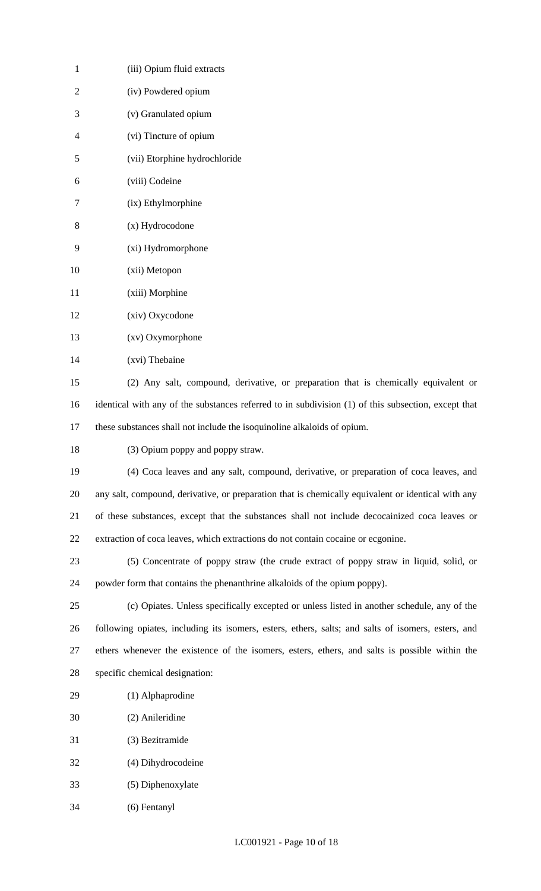(iii) Opium fluid extracts

(iv) Powdered opium

(v) Granulated opium

(vi) Tincture of opium

(vii) Etorphine hydrochloride

(viii) Codeine

(ix) Ethylmorphine

(x) Hydrocodone

(xi) Hydromorphone

(xii) Metopon

(xiii) Morphine

(xiv) Oxycodone

(xv) Oxymorphone

(xvi) Thebaine

(2) Any salt, compound, derivative, or preparation that is chemically equivalent or identical with any of the substances referred to in subdivision (1) of this subsection, except that these substances shall not include the isoquinoline alkaloids of opium.

(3) Opium poppy and poppy straw.

(4) Coca leaves and any salt, compound, derivative, or preparation of coca leaves, and any salt, compound, derivative, or preparation that is chemically equivalent or identical with any of these substances, except that the substances shall not include decocainized coca leaves or extraction of coca leaves, which extractions do not contain cocaine or ecgonine.

(5) Concentrate of poppy straw (the crude extract of poppy straw in liquid, solid, or powder form that contains the phenanthrine alkaloids of the opium poppy).

(c) Opiates. Unless specifically excepted or unless listed in another schedule, any of the following opiates, including its isomers, esters, ethers, salts; and salts of isomers, esters, and ethers whenever the existence of the isomers, esters, ethers, and salts is possible within the specific chemical designation:

(1) Alphaprodine

(2) Anileridine

(3) Bezitramide

(4) Dihydrocodeine

(5) Diphenoxylate

(6) Fentanyl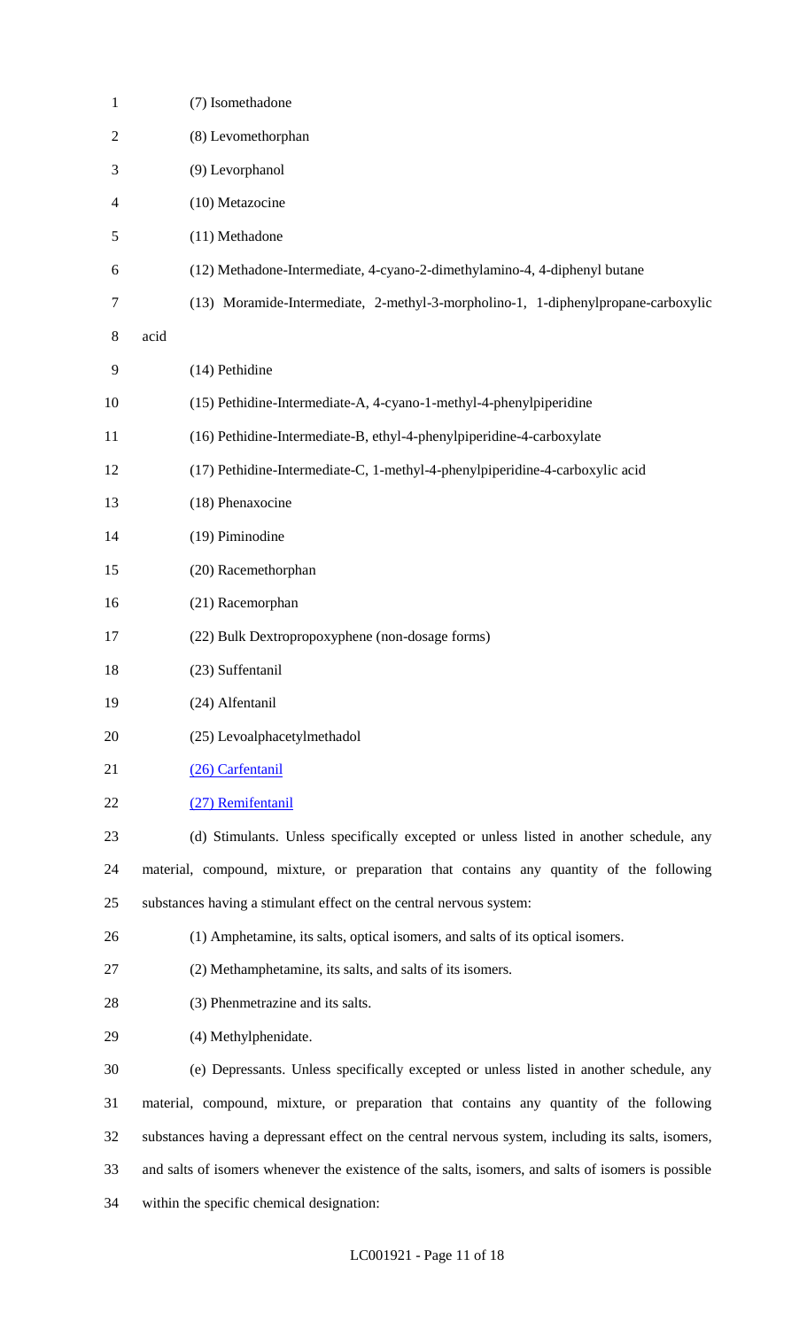(7) Isomethadone

(8) Levomethorphan

(9) Levorphanol

(10) Metazocine

(11) Methadone

(12) Methadone-Intermediate, 4-cyano-2-dimethylamino-4, 4-diphenyl butane

(13) Moramide-Intermediate, 2-methyl-3-morpholino-1, 1-diphenylpropane-carboxylic acid

(14) Pethidine

(15) Pethidine-Intermediate-A, 4-cyano-1-methyl-4-phenylpiperidine

(16) Pethidine-Intermediate-B, ethyl-4-phenylpiperidine-4-carboxylate

(17) Pethidine-Intermediate-C, 1-methyl-4-phenylpiperidine-4-carboxylic acid

(18) Phenaxocine

(19) Piminodine

(20) Racemethorphan

(21) Racemorphan

(22) Bulk Dextropropoxyphene (non-dosage forms)

(23) Suffentanil

(24) Alfentanil

(25) Levoalphacetylmethadol

(26) Carfentanil

(27) Remifentanil

(d) Stimulants. Unless specifically excepted or unless listed in another schedule, any material, compound, mixture, or preparation that contains any quantity of the following substances having a stimulant effect on the central nervous system:

(1) Amphetamine, its salts, optical isomers, and salts of its optical isomers.

(2) Methamphetamine, its salts, and salts of its isomers.

(3) Phenmetrazine and its salts.

(4) Methylphenidate.

(e) Depressants. Unless specifically excepted or unless listed in another schedule, any material, compound, mixture, or preparation that contains any quantity of the following substances having a depressant effect on the central nervous system, including its salts, isomers, and salts of isomers whenever the existence of the salts, isomers, and salts of isomers is possible within the specific chemical designation: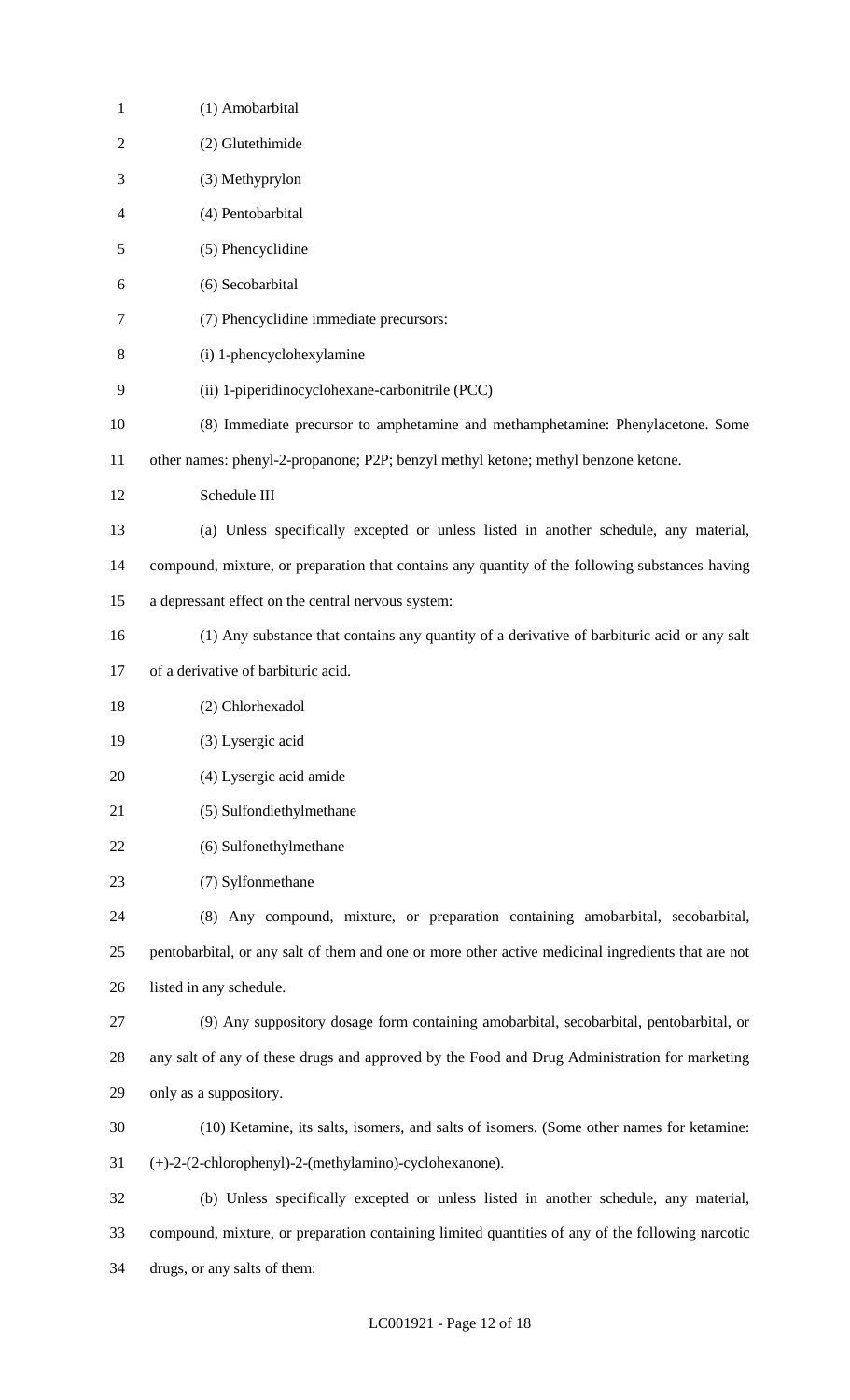(1) Amobarbital

(2) Glutethimide

(3) Methyprylon

(4) Pentobarbital

(5) Phencyclidine

(6) Secobarbital

(7) Phencyclidine immediate precursors:

(i) 1-phencyclohexylamine

(ii) 1-piperidinocyclohexane-carbonitrile (PCC)

(8) Immediate precursor to amphetamine and methamphetamine: Phenylacetone. Some other names: phenyl-2-propanone; P2P; benzyl methyl ketone; methyl benzone ketone.

Schedule III

(a) Unless specifically excepted or unless listed in another schedule, any material, compound, mixture, or preparation that contains any quantity of the following substances having a depressant effect on the central nervous system:

(1) Any substance that contains any quantity of a derivative of barbituric acid or any salt of a derivative of barbituric acid.

(2) Chlorhexadol

(3) Lysergic acid

(4) Lysergic acid amide

(5) Sulfondiethylmethane

(6) Sulfonethylmethane

(7) Sylfonmethane

(8) Any compound, mixture, or preparation containing amobarbital, secobarbital, pentobarbital, or any salt of them and one or more other active medicinal ingredients that are not listed in any schedule.

(9) Any suppository dosage form containing amobarbital, secobarbital, pentobarbital, or any salt of any of these drugs and approved by the Food and Drug Administration for marketing only as a suppository.

(10) Ketamine, its salts, isomers, and salts of isomers. (Some other names for ketamine: (+)-2-(2-chlorophenyl)-2-(methylamino)-cyclohexanone).

(b) Unless specifically excepted or unless listed in another schedule, any material, compound, mixture, or preparation containing limited quantities of any of the following narcotic drugs, or any salts of them: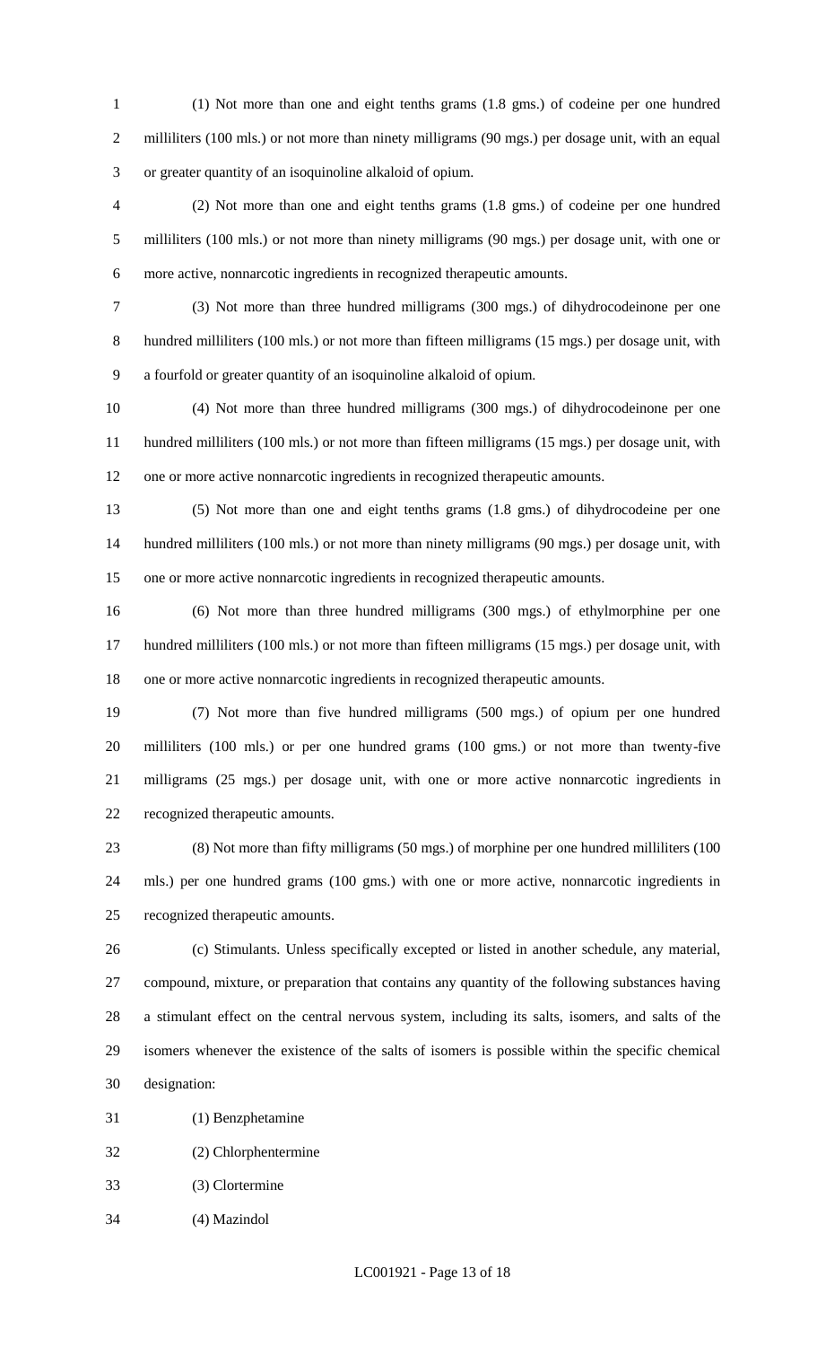(1) Not more than one and eight tenths grams (1.8 gms.) of codeine per one hundred milliliters (100 mls.) or not more than ninety milligrams (90 mgs.) per dosage unit, with an equal or greater quantity of an isoquinoline alkaloid of opium.

(2) Not more than one and eight tenths grams (1.8 gms.) of codeine per one hundred milliliters (100 mls.) or not more than ninety milligrams (90 mgs.) per dosage unit, with one or more active, nonnarcotic ingredients in recognized therapeutic amounts.

(3) Not more than three hundred milligrams (300 mgs.) of dihydrocodeinone per one hundred milliliters (100 mls.) or not more than fifteen milligrams (15 mgs.) per dosage unit, with a fourfold or greater quantity of an isoquinoline alkaloid of opium.

(4) Not more than three hundred milligrams (300 mgs.) of dihydrocodeinone per one hundred milliliters (100 mls.) or not more than fifteen milligrams (15 mgs.) per dosage unit, with one or more active nonnarcotic ingredients in recognized therapeutic amounts.

(5) Not more than one and eight tenths grams (1.8 gms.) of dihydrocodeine per one hundred milliliters (100 mls.) or not more than ninety milligrams (90 mgs.) per dosage unit, with one or more active nonnarcotic ingredients in recognized therapeutic amounts.

(6) Not more than three hundred milligrams (300 mgs.) of ethylmorphine per one hundred milliliters (100 mls.) or not more than fifteen milligrams (15 mgs.) per dosage unit, with one or more active nonnarcotic ingredients in recognized therapeutic amounts.

(7) Not more than five hundred milligrams (500 mgs.) of opium per one hundred milliliters (100 mls.) or per one hundred grams (100 gms.) or not more than twenty-five milligrams (25 mgs.) per dosage unit, with one or more active nonnarcotic ingredients in recognized therapeutic amounts.

(8) Not more than fifty milligrams (50 mgs.) of morphine per one hundred milliliters (100 mls.) per one hundred grams (100 gms.) with one or more active, nonnarcotic ingredients in recognized therapeutic amounts.

(c) Stimulants. Unless specifically excepted or listed in another schedule, any material, compound, mixture, or preparation that contains any quantity of the following substances having a stimulant effect on the central nervous system, including its salts, isomers, and salts of the isomers whenever the existence of the salts of isomers is possible within the specific chemical designation:

(1) Benzphetamine

(2) Chlorphentermine

(3) Clortermine

(4) Mazindol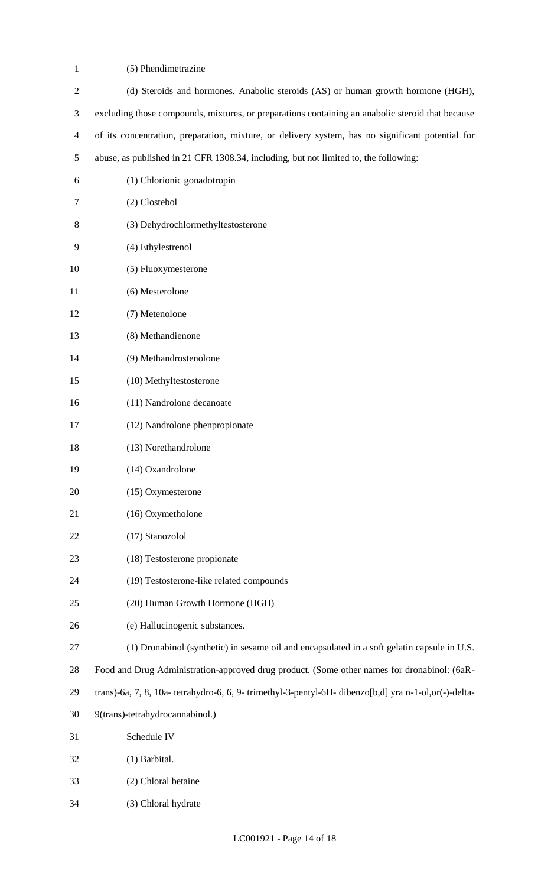(5) Phendimetrazine

(d) Steroids and hormones. Anabolic steroids (AS) or human growth hormone (HGH), excluding those compounds, mixtures, or preparations containing an anabolic steroid that because of its concentration, preparation, mixture, or delivery system, has no significant potential for abuse, as published in 21 CFR 1308.34, including, but not limited to, the following:

(1) Chlorionic gonadotropin

(2) Clostebol

(3) Dehydrochlormethyltestosterone

(4) Ethylestrenol

(5) Fluoxymesterone

(6) Mesterolone

(7) Metenolone

(8) Methandienone

(9) Methandrostenolone

(10) Methyltestosterone

(11) Nandrolone decanoate

(12) Nandrolone phenpropionate

(13) Norethandrolone

(14) Oxandrolone

(15) Oxymesterone

(16) Oxymetholone

(17) Stanozolol

(18) Testosterone propionate

(19) Testosterone-like related compounds

(20) Human Growth Hormone (HGH)

(e) Hallucinogenic substances.

(1) Dronabinol (synthetic) in sesame oil and encapsulated in a soft gelatin capsule in U.S. Food and Drug Administration-approved drug product. (Some other names for dronabinol: (6aR-trans)-6a, 7, 8, 10a- tetrahydro-6, 6, 9- trimethyl-3-pentyl-6H- dibenzo[b,d] yra n-1-ol,or(-)-delta-9(trans)-tetrahydrocannabinol.)

Schedule IV

(1) Barbital.

(2) Chloral betaine

(3) Chloral hydrate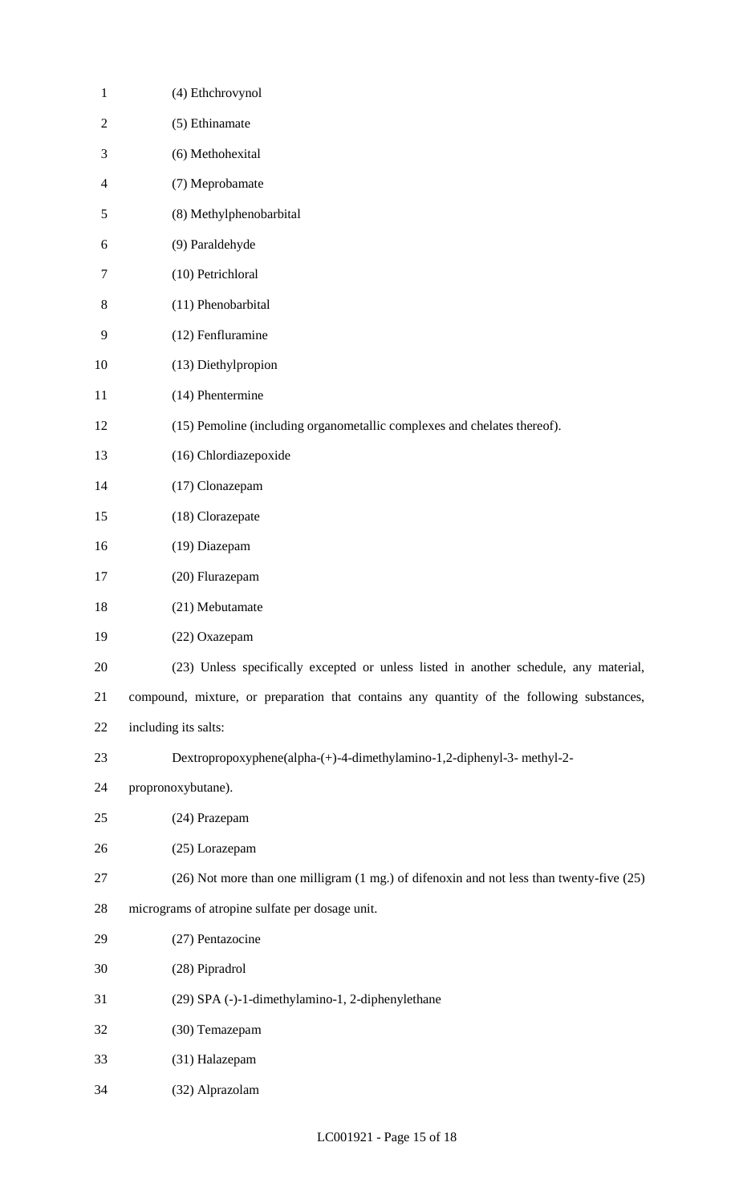(4) Ethchrovynol

(5) Ethinamate

(6) Methohexital

(7) Meprobamate

(8) Methylphenobarbital

(9) Paraldehyde

(10) Petrichloral

(11) Phenobarbital

(12) Fenfluramine

(13) Diethylpropion

(14) Phentermine

(15) Pemoline (including organometallic complexes and chelates thereof).

(16) Chlordiazepoxide

(17) Clonazepam

(18) Clorazepate

(19) Diazepam

(20) Flurazepam

(21) Mebutamate

(22) Oxazepam

(23) Unless specifically excepted or unless listed in another schedule, any material, compound, mixture, or preparation that contains any quantity of the following substances, including its salts:

Dextropropoxyphene(alpha-(+)-4-dimethylamino-1,2-diphenyl-3- methyl-2-propronoxybutane).

(24) Prazepam

(25) Lorazepam

(26) Not more than one milligram (1 mg.) of difenoxin and not less than twenty-five (25) micrograms of atropine sulfate per dosage unit.

(27) Pentazocine

(28) Pipradrol

(29) SPA (-)-1-dimethylamino-1, 2-diphenylethane

(30) Temazepam

(31) Halazepam

(32) Alprazolam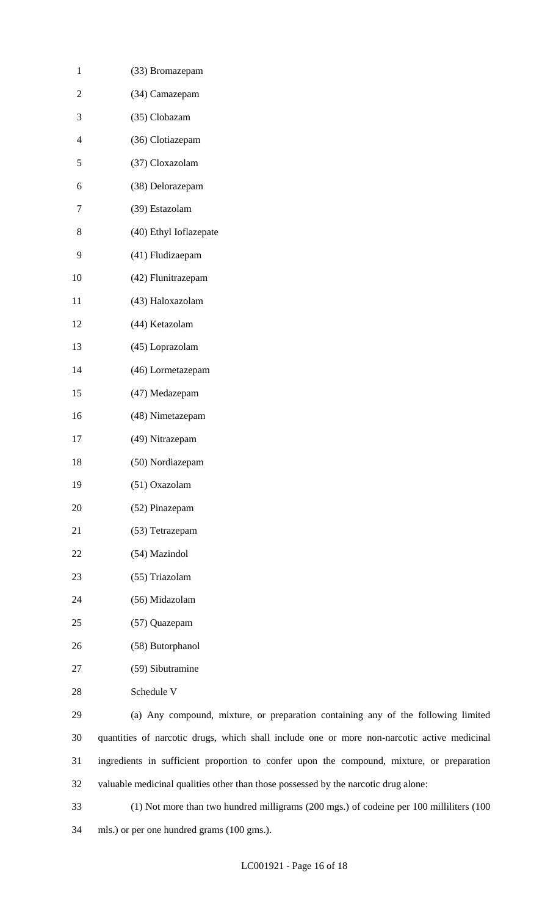(33) Bromazepam

(34) Camazepam

(35) Clobazam

(36) Clotiazepam

(37) Cloxazolam

(38) Delorazepam

(39) Estazolam

(40) Ethyl Ioflazepate

(41) Fludizaepam

(42) Flunitrazepam

(43) Haloxazolam

(44) Ketazolam

(45) Loprazolam

(46) Lormetazepam

(47) Medazepam

(48) Nimetazepam

(49) Nitrazepam

(50) Nordiazepam

(51) Oxazolam

(52) Pinazepam

(53) Tetrazepam

(54) Mazindol

(55) Triazolam

(56) Midazolam

(57) Quazepam

(58) Butorphanol

(59) Sibutramine

Schedule V

(a) Any compound, mixture, or preparation containing any of the following limited quantities of narcotic drugs, which shall include one or more non-narcotic active medicinal ingredients in sufficient proportion to confer upon the compound, mixture, or preparation valuable medicinal qualities other than those possessed by the narcotic drug alone:

(1) Not more than two hundred milligrams (200 mgs.) of codeine per 100 milliliters (100 mls.) or per one hundred grams (100 gms.).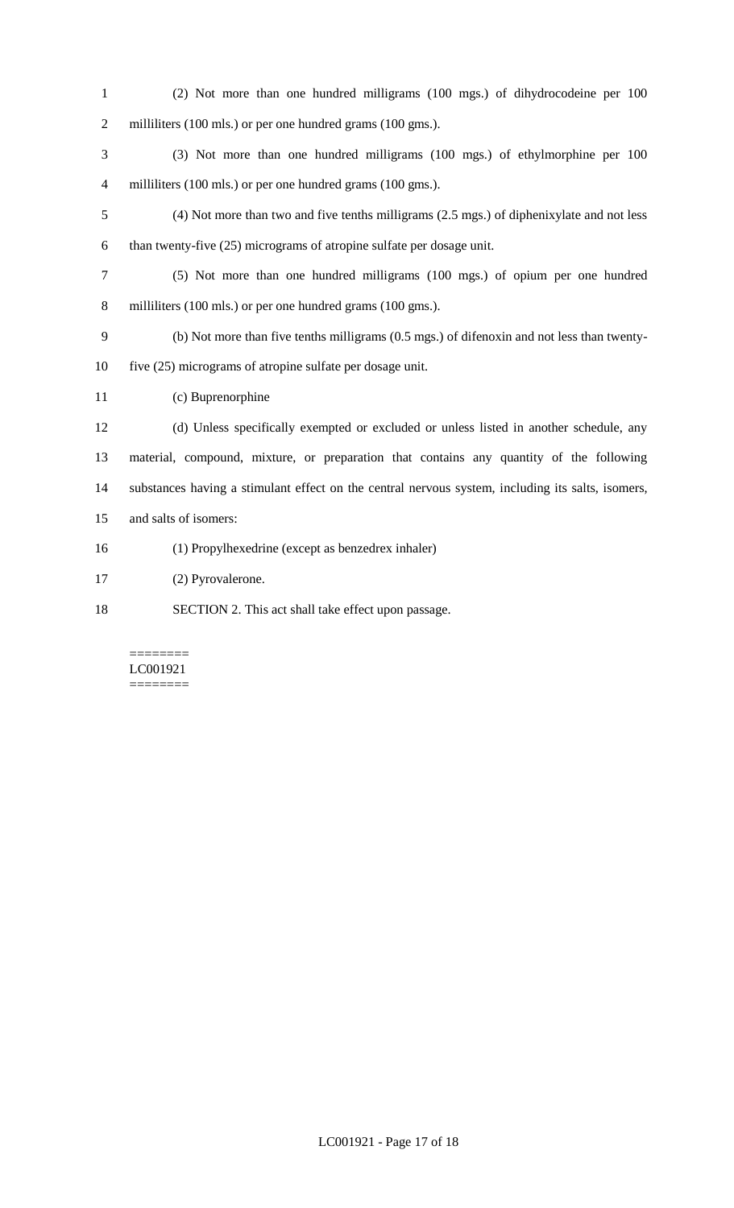(2) Not more than one hundred milligrams (100 mgs.) of dihydrocodeine per 100 milliliters (100 mls.) or per one hundred grams (100 gms.).

(3) Not more than one hundred milligrams (100 mgs.) of ethylmorphine per 100 milliliters (100 mls.) or per one hundred grams (100 gms.).

(4) Not more than two and five tenths milligrams (2.5 mgs.) of diphenixylate and not less than twenty-five (25) micrograms of atropine sulfate per dosage unit.

(5) Not more than one hundred milligrams (100 mgs.) of opium per one hundred milliliters (100 mls.) or per one hundred grams (100 gms.).

(b) Not more than five tenths milligrams (0.5 mgs.) of difenoxin and not less than twenty-five (25) micrograms of atropine sulfate per dosage unit.

(c) Buprenorphine

(d) Unless specifically exempted or excluded or unless listed in another schedule, any material, compound, mixture, or preparation that contains any quantity of the following substances having a stimulant effect on the central nervous system, including its salts, isomers, and salts of isomers:

(1) Propylhexedrine (except as benzedrex inhaler)

(2) Pyrovalerone.

SECTION 2. This act shall take effect upon passage.

========
LC001921
========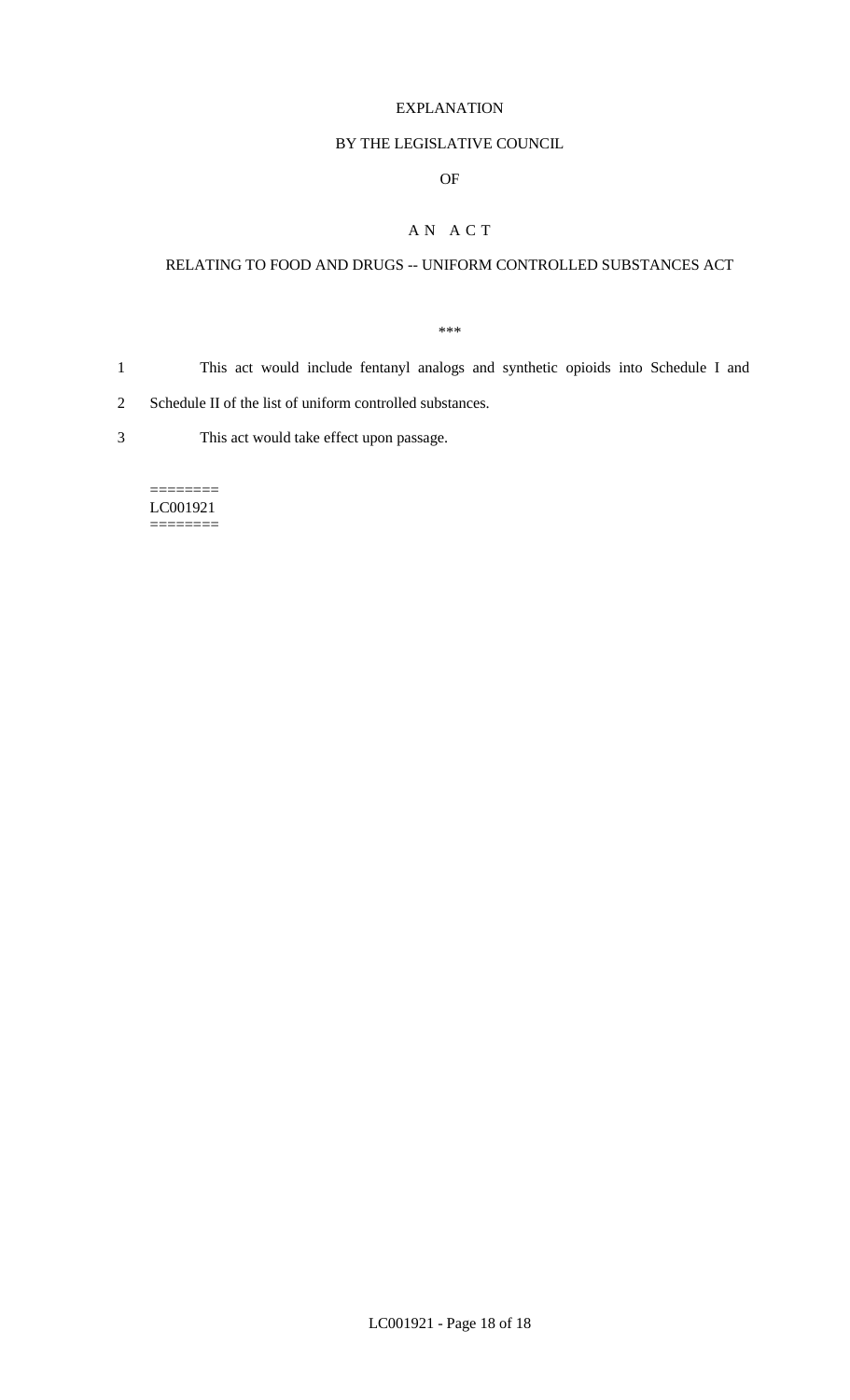EXPLANATION

BY THE LEGISLATIVE COUNCIL

OF

A N A C T

RELATING TO FOOD AND DRUGS -- UNIFORM CONTROLLED SUBSTANCES ACT

\*\*\*

1 This act would include fentanyl analogs and synthetic opioids into Schedule I and
2 Schedule II of the list of uniform controlled substances.
3 This act would take effect upon passage.

========
LC001921
========